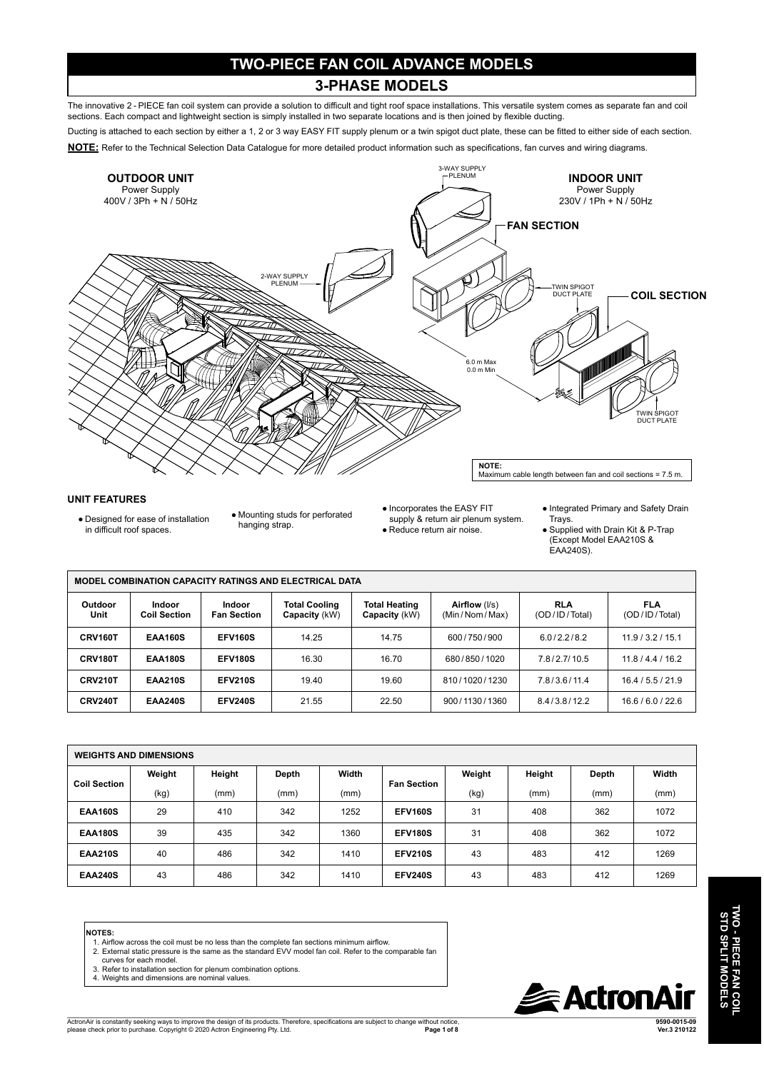# TWO-PIECE FAN COIL ADVANCE MODELS

## 3-PHASE MODELS

The innovative 2 - PIECE fan coil system can provide a solution to difficult and tight roof space installations. This versatile system comes as separate fan and coil sections. Each compact and lightweight section is simply installed in two separate locations and is then joined by flexible ducting.

Ducting is attached to each section by either a 1, 2 or 3 way EASY FIT supply plenum or a twin spigot duct plate, these can be fitted to either side of each section.

**NOTE:** Refer to the Technical Selection Data Catalogue for more detailed product information such as specifications, fan curves and wiring diagrams.

**OUTDOOR UNIT**
Power Supply
400V / 3Ph + N / 50Hz

**INDOOR UNIT**
Power Supply
230V / 1Ph + N / 50Hz

3-WAY SUPPLY PLENUM

**FAN SECTION**

2-WAY SUPPLY PLENUM

TWIN SPIGOT DUCT PLATE

**COIL SECTION**

6.0 m Max
0.0 m Min

TWIN SPIGOT DUCT PLATE

**NOTE:**
Maximum cable length between fan and coil sections = 7.5 m.

### UNIT FEATURES

- Designed for ease of installation in difficult roof spaces.
- Mounting studs for perforated hanging strap.
- Incorporates the EASY FIT supply & return air plenum system.
- Reduce return air noise.
- Integrated Primary and Safety Drain Trays.
- Supplied with Drain Kit & P-Trap (Except Model EAA210S & EAA240S).

| MODEL COMBINATION CAPACITY RATINGS AND ELECTRICAL DATA | | | | | | | |
|---|---|---|---|---|---|---|---|
| **Outdoor Unit** | **Indoor Coil Section** | **Indoor Fan Section** | **Total Cooling Capacity** (kW) | **Total Heating Capacity** (kW) | **Airflow** (l/s) (Min / Nom / Max) | **RLA** (OD / ID / Total) | **FLA** (OD / ID / Total) |
| **CRV160T** | **EAA160S** | **EFV160S** | 14.25 | 14.75 | 600 / 750 / 900 | 6.0 / 2.2 / 8.2 | 11.9 / 3.2 / 15.1 |
| **CRV180T** | **EAA180S** | **EFV180S** | 16.30 | 16.70 | 680 / 850 / 1020 | 7.8 / 2.7 / 10.5 | 11.8 / 4.4 / 16.2 |
| **CRV210T** | **EAA210S** | **EFV210S** | 19.40 | 19.60 | 810 / 1020 / 1230 | 7.8 / 3.6 / 11.4 | 16.4 / 5.5 / 21.9 |
| **CRV240T** | **EAA240S** | **EFV240S** | 21.55 | 22.50 | 900 / 1130 / 1360 | 8.4 / 3.8 / 12.2 | 16.6 / 6.0 / 22.6 |

| WEIGHTS AND DIMENSIONS | | | | | | | | | |
|---|---|---|---|---|---|---|---|---|---|
| **Coil Section** | **Weight** (kg) | **Height** (mm) | **Depth** (mm) | **Width** (mm) | **Fan Section** | **Weight** (kg) | **Height** (mm) | **Depth** (mm) | **Width** (mm) |
| **EAA160S** | 29 | 410 | 342 | 1252 | **EFV160S** | 31 | 408 | 362 | 1072 |
| **EAA180S** | 39 | 435 | 342 | 1360 | **EFV180S** | 31 | 408 | 362 | 1072 |
| **EAA210S** | 40 | 486 | 342 | 1410 | **EFV210S** | 43 | 483 | 412 | 1269 |
| **EAA240S** | 43 | 486 | 342 | 1410 | **EFV240S** | 43 | 483 | 412 | 1269 |

**NOTES:**
1. Airflow across the coil must be no less than the complete fan sections minimum airflow.
2. External static pressure is the same as the standard EVV model fan coil. Refer to the comparable fan curves for each model.
3. Refer to installation section for plenum combination options.
4. Weights and dimensions are nominal values.

ActronAir is constantly seeking ways to improve the design of its products. Therefore, specifications are subject to change without notice, please check prior to purchase. Copyright © 2020 Actron Engineering Pty. Ltd.

9590-0015-09
Ver.3 210122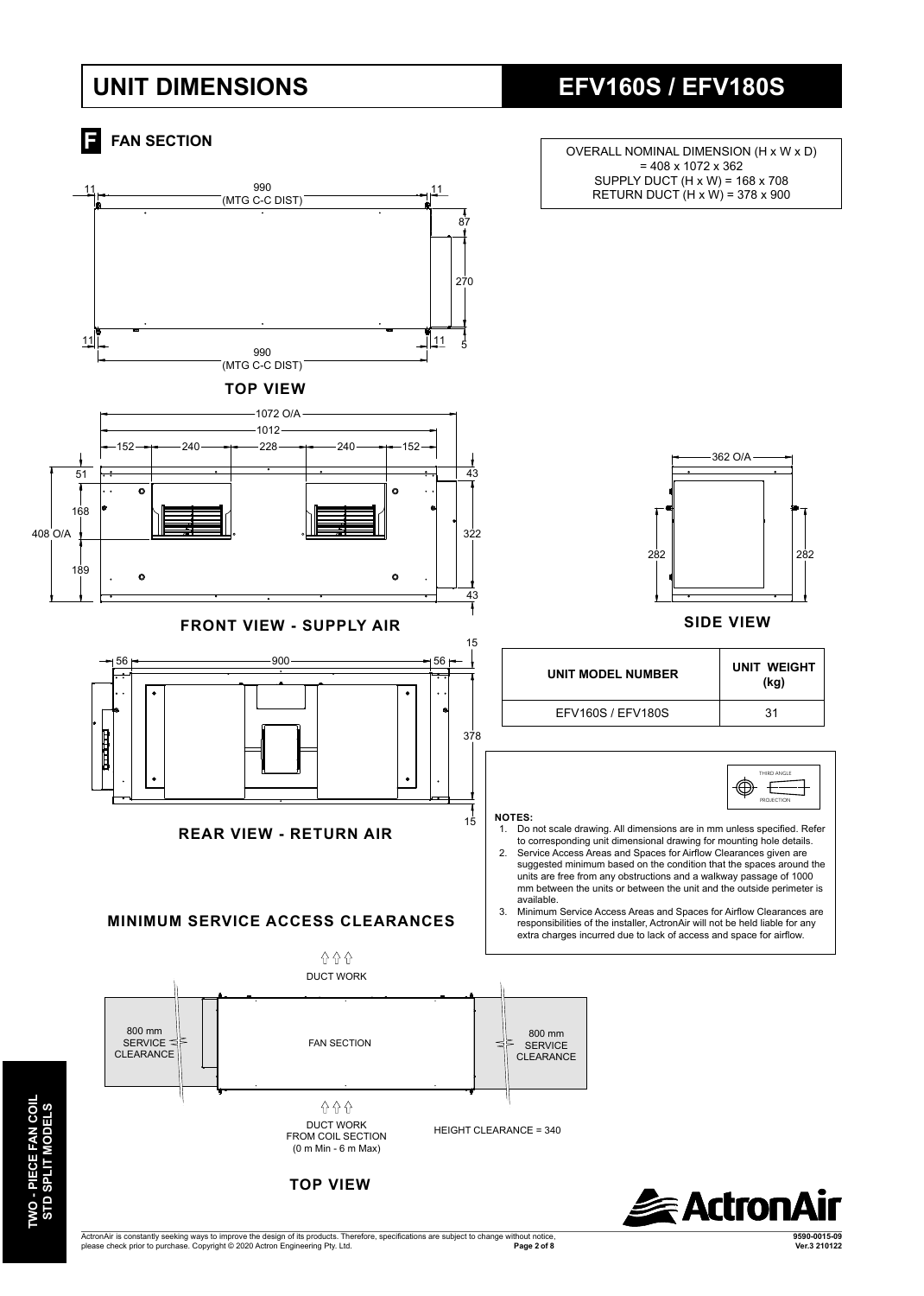# UNIT DIMENSIONS

# EFV160S / EFV180S

## F FAN SECTION

OVERALL NOMINAL DIMENSION (H x W x D) = 408 x 1072 x 362
SUPPLY DUCT (H x W) = 168 x 708
RETURN DUCT (H x W) = 378 x 900

**TOP VIEW**

**FRONT VIEW - SUPPLY AIR**

**SIDE VIEW**

**REAR VIEW - RETURN AIR**

| UNIT MODEL NUMBER | UNIT WEIGHT (kg) |
|---|---|
| EFV160S / EFV180S | 31 |

**NOTES:**

1. Do not scale drawing. All dimensions are in mm unless specified. Refer to corresponding unit dimensional drawing for mounting hole details.
2. Service Access Areas and Spaces for Airflow Clearances given are suggested minimum based on the condition that the spaces around the units are free from any obstructions and a walkway passage of 1000 mm between the units or between the unit and the outside perimeter is available.
3. Minimum Service Access Areas and Spaces for Airflow Clearances are responsibilities of the installer, ActronAir will not be held liable for any extra charges incurred due to lack of access and space for airflow.

## MINIMUM SERVICE ACCESS CLEARANCES

DUCT WORK

800 mm SERVICE CLEARANCE — FAN SECTION — 800 mm SERVICE CLEARANCE

DUCT WORK FROM COIL SECTION (0 m Min - 6 m Max)

HEIGHT CLEARANCE = 340

**TOP VIEW**

ActronAir is constantly seeking ways to improve the design of its products. Therefore, specifications are subject to change without notice, please check prior to purchase. Copyright © 2020 Actron Engineering Pty. Ltd.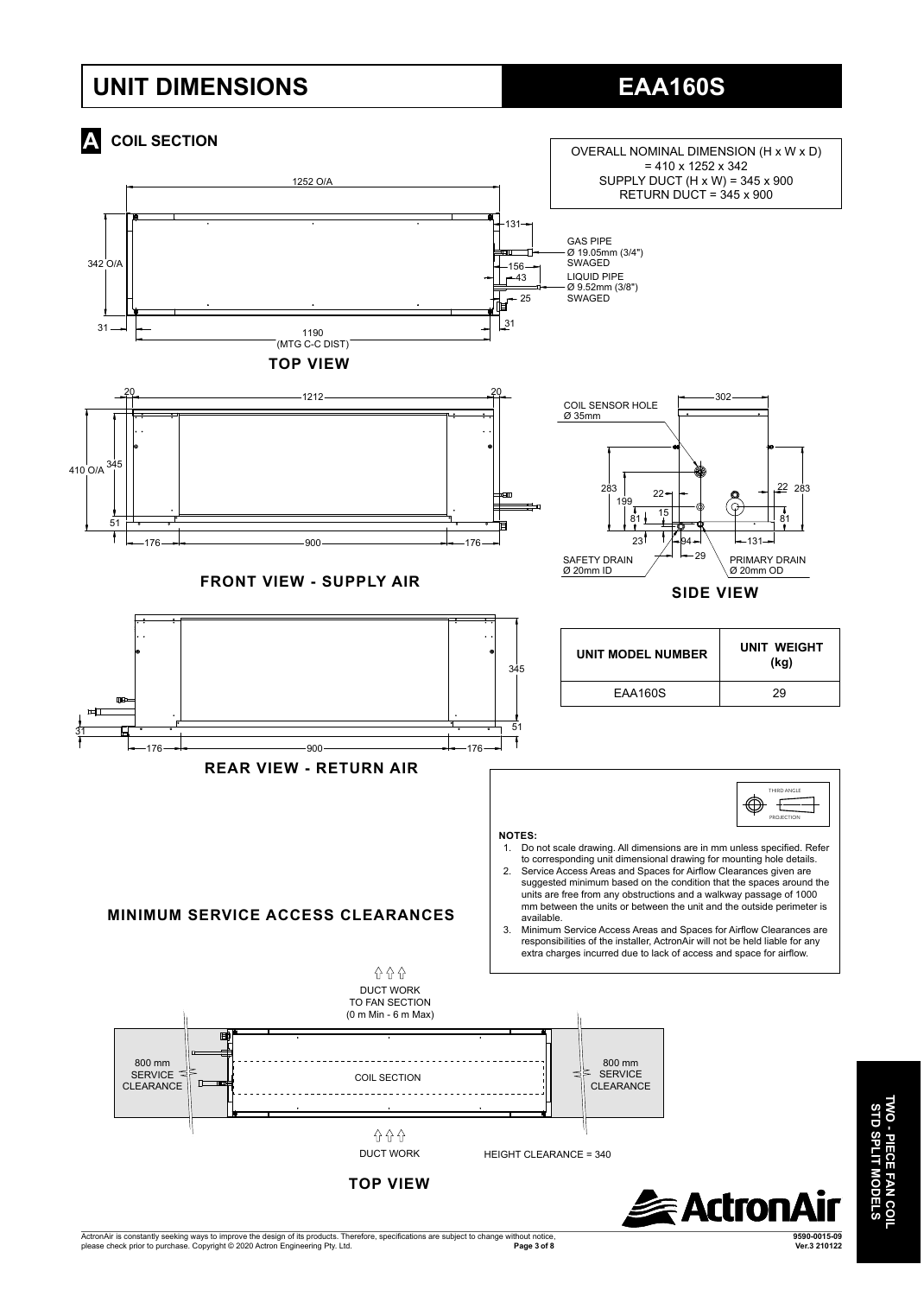# UNIT DIMENSIONS

# EAA160S

## A COIL SECTION

OVERALL NOMINAL DIMENSION (H x W x D) = 410 x 1252 x 342
SUPPLY DUCT (H x W) = 345 x 900
RETURN DUCT = 345 x 900

1252 O/A

342 O/A

131

GAS PIPE
Ø 19.05mm (3/4")
SWAGED

156

43

LIQUID PIPE
Ø 9.52mm (3/8")
SWAGED

25

31

31

1190
(MTG C-C DIST)

**TOP VIEW**

20 — 1212 — 20

410 O/A

345

51

176 — 900 — 176

**FRONT VIEW - SUPPLY AIR**

302

COIL SENSOR HOLE
Ø 35mm

283

199

22

15

81

23

94

29

22

283

81

131

SAFETY DRAIN
Ø 20mm ID

PRIMARY DRAIN
Ø 20mm OD

**SIDE VIEW**

345

31

51

176 — 900 — 176

**REAR VIEW - RETURN AIR**

| UNIT MODEL NUMBER | UNIT WEIGHT (kg) |
|---|---|
| EAA160S | 29 |

THIRD ANGLE PROJECTION

**NOTES:**

1. Do not scale drawing. All dimensions are in mm unless specified. Refer to corresponding unit dimensional drawing for mounting hole details.
2. Service Access Areas and Spaces for Airflow Clearances given are suggested minimum based on the condition that the spaces around the units are free from any obstructions and a walkway passage of 1000 mm between the units or between the unit and the outside perimeter is available.
3. Minimum Service Access Areas and Spaces for Airflow Clearances are responsibilities of the installer, ActronAir will not be held liable for any extra charges incurred due to lack of access and space for airflow.

## MINIMUM SERVICE ACCESS CLEARANCES

DUCT WORK
TO FAN SECTION
(0 m Min - 6 m Max)

800 mm
SERVICE
CLEARANCE

COIL SECTION

800 mm
SERVICE
CLEARANCE

DUCT WORK

HEIGHT CLEARANCE = 340

**TOP VIEW**

TWO - PIECE FAN COIL
STD SPLIT MODELS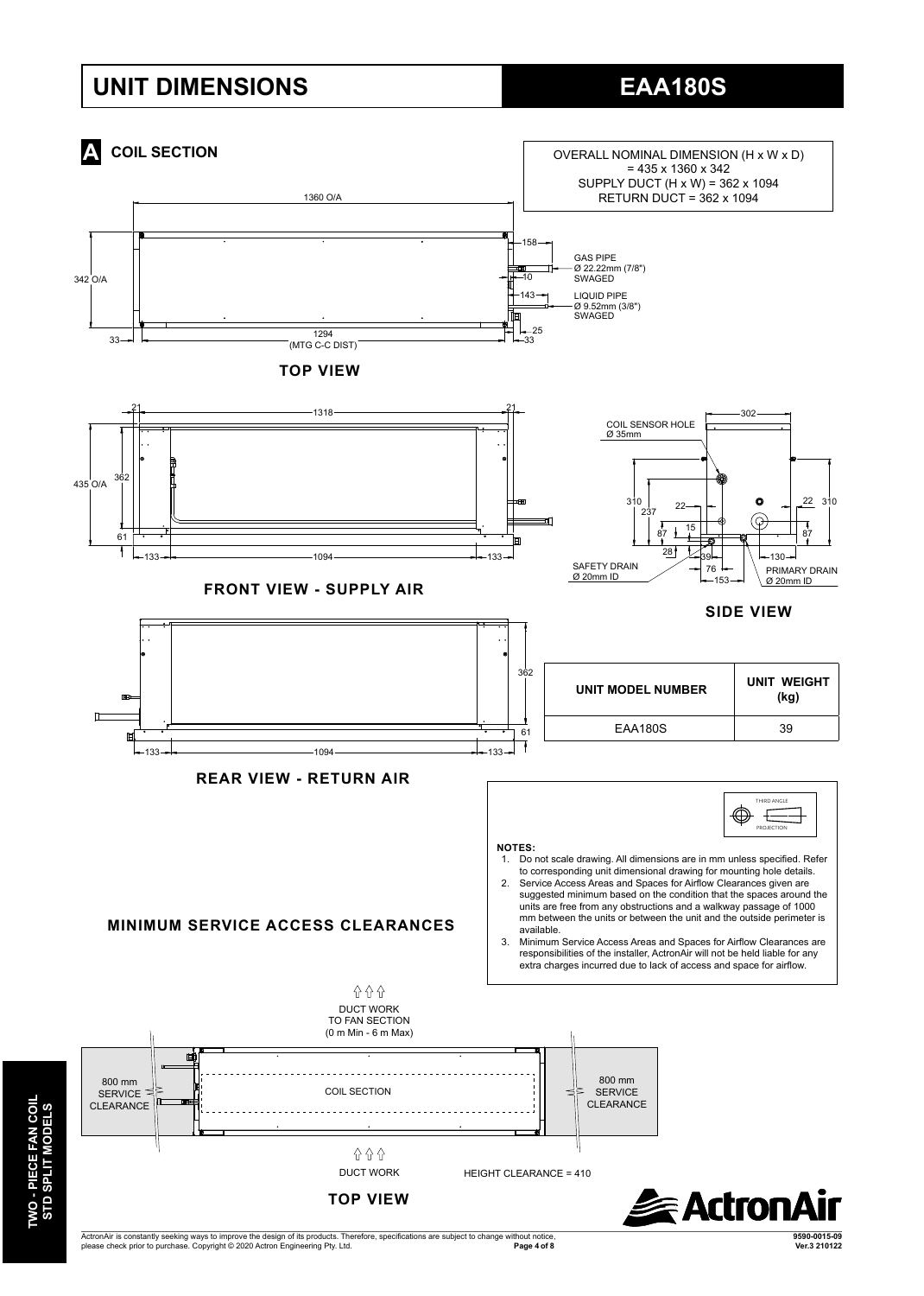# UNIT DIMENSIONS

## EAA180S

### A COIL SECTION

OVERALL NOMINAL DIMENSION (H x W x D)
= 435 x 1360 x 342
SUPPLY DUCT (H x W) = 362 x 1094
RETURN DUCT = 362 x 1094

1360 O/A

342 O/A

158

GAS PIPE
Ø 22.22mm (7/8")
SWAGED

10

143

LIQUID PIPE
Ø 9.52mm (3/8")
SWAGED

25

33

1294
(MTG C-C DIST)

33

**TOP VIEW**

21 1318 21

435 O/A 362

61

133 1094 133

**FRONT VIEW - SUPPLY AIR**

302

COIL SENSOR HOLE
Ø 35mm

310 237 22 15 87 28 39 22 310 87 130 76 153

SAFETY DRAIN
Ø 20mm ID

PRIMARY DRAIN
Ø 20mm ID

**SIDE VIEW**

362

61

133 1094 133

**REAR VIEW - RETURN AIR**

| UNIT MODEL NUMBER | UNIT WEIGHT (kg) |
| --- | --- |
| EAA180S | 39 |

THIRD ANGLE PROJECTION

**NOTES:**

1. Do not scale drawing. All dimensions are in mm unless specified. Refer to corresponding unit dimensional drawing for mounting hole details.
2. Service Access Areas and Spaces for Airflow Clearances given are suggested minimum based on the condition that the spaces around the units are free from any obstructions and a walkway passage of 1000 mm between the units or between the unit and the outside perimeter is available.
3. Minimum Service Access Areas and Spaces for Airflow Clearances are responsibilities of the installer, ActronAir will not be held liable for any extra charges incurred due to lack of access and space for airflow.

**MINIMUM SERVICE ACCESS CLEARANCES**

DUCT WORK
TO FAN SECTION
(0 m Min - 6 m Max)

800 mm
SERVICE
CLEARANCE

COIL SECTION

800 mm
SERVICE
CLEARANCE

DUCT WORK

HEIGHT CLEARANCE = 410

**TOP VIEW**

TWO - PIECE FAN COIL
STD SPLIT MODELS

ActronAir is constantly seeking ways to improve the design of its products. Therefore, specifications are subject to change without notice, please check prior to purchase. Copyright © 2020 Actron Engineering Pty. Ltd.

9590-0015-09
Ver.3 210122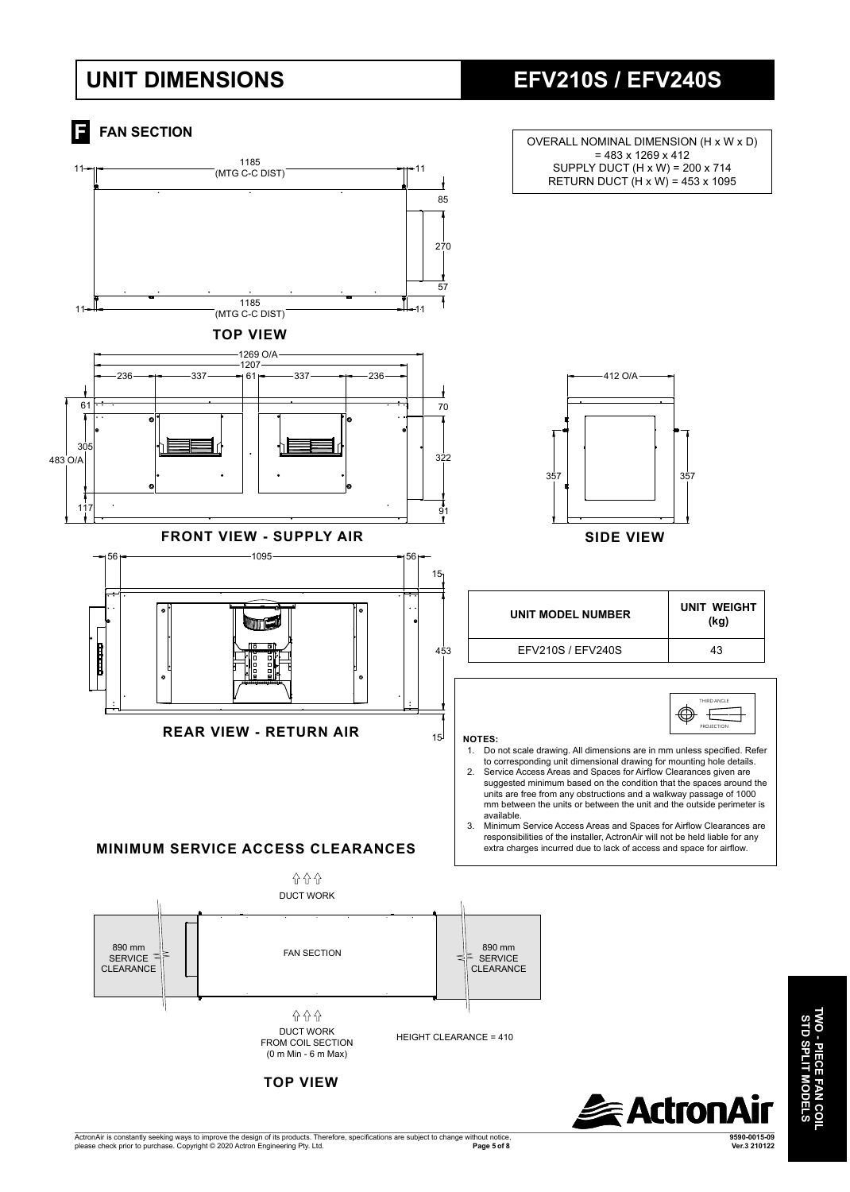# UNIT DIMENSIONS

# EFV210S / EFV240S

## F FAN SECTION

OVERALL NOMINAL DIMENSION (H x W x D) = 483 x 1269 x 412
SUPPLY DUCT (H x W) = 200 x 714
RETURN DUCT (H x W) = 453 x 1095

### TOP VIEW

11 — 1185 (MTG C-C DIST) — 11
85, 270, 57
11 — 1185 (MTG C-C DIST) — 11

### FRONT VIEW - SUPPLY AIR

1269 O/A
1207
236 — 337 — 61 — 337 — 236
61, 305, 117, 483 O/A
70, 322, 91

### SIDE VIEW

412 O/A
357, 357

### REAR VIEW - RETURN AIR

56 — 1095 — 56
15, 453, 15

| UNIT MODEL NUMBER | UNIT WEIGHT (kg) |
| --- | --- |
| EFV210S / EFV240S | 43 |

THIRD ANGLE PROJECTION

**NOTES:**

1. Do not scale drawing. All dimensions are in mm unless specified. Refer to corresponding unit dimensional drawing for mounting hole details.
2. Service Access Areas and Spaces for Airflow Clearances given are suggested minimum based on the condition that the spaces around the units are free from any obstructions and a walkway passage of 1000 mm between the units or between the unit and the outside perimeter is available.
3. Minimum Service Access Areas and Spaces for Airflow Clearances are responsibilities of the installer, ActronAir will not be held liable for any extra charges incurred due to lack of access and space for airflow.

## MINIMUM SERVICE ACCESS CLEARANCES

DUCT WORK

890 mm SERVICE CLEARANCE | FAN SECTION | 890 mm SERVICE CLEARANCE

DUCT WORK FROM COIL SECTION (0 m Min - 6 m Max)

HEIGHT CLEARANCE = 410

### TOP VIEW

TWO - PIECE FAN COIL STD SPLIT MODELS

ActronAir is constantly seeking ways to improve the design of its products. Therefore, specifications are subject to change without notice, please check prior to purchase. Copyright © 2020 Actron Engineering Pty. Ltd.

9590-0015-09 Ver.3 210122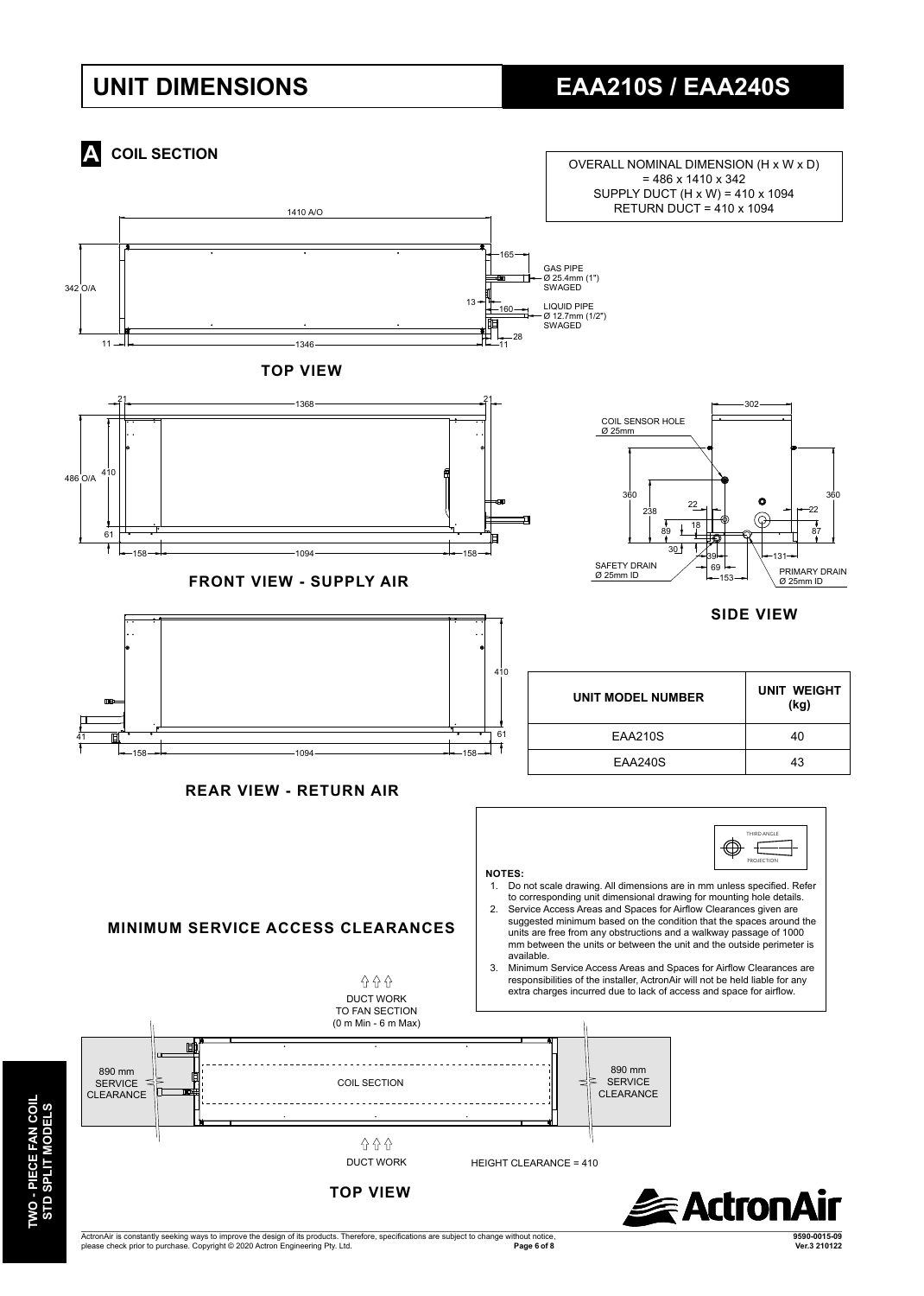# UNIT DIMENSIONS

# EAA210S / EAA240S

## A COIL SECTION

OVERALL NOMINAL DIMENSION (H x W x D)
= 486 x 1410 x 342
SUPPLY DUCT (H x W) = 410 x 1094
RETURN DUCT = 410 x 1094

1410 A/O

342 O/A

165

GAS PIPE
Ø 25.4mm (1")
SWAGED

13

160

LIQUID PIPE
Ø 12.7mm (1/2")
SWAGED

28

11 — 1346 — 11

### TOP VIEW

21 — 1368 — 21

486 O/A

410

61

158 — 1094 — 158

### FRONT VIEW - SUPPLY AIR

302

COIL SENSOR HOLE
Ø 25mm

360

238

22

18

89

30

39

69

153

131

22

87

360

SAFETY DRAIN
Ø 25mm ID

PRIMARY DRAIN
Ø 25mm ID

### SIDE VIEW

410

41

61

158 — 1094 — 158

### REAR VIEW - RETURN AIR

| UNIT MODEL NUMBER | UNIT WEIGHT (kg) |
|---|---|
| EAA210S | 40 |
| EAA240S | 43 |

THIRD ANGLE PROJECTION

**NOTES:**

1. Do not scale drawing. All dimensions are in mm unless specified. Refer to corresponding unit dimensional drawing for mounting hole details.
2. Service Access Areas and Spaces for Airflow Clearances given are suggested minimum based on the condition that the spaces around the units are free from any obstructions and a walkway passage of 1000 mm between the units or between the unit and the outside perimeter is available.
3. Minimum Service Access Areas and Spaces for Airflow Clearances are responsibilities of the installer, ActronAir will not be held liable for any extra charges incurred due to lack of access and space for airflow.

## MINIMUM SERVICE ACCESS CLEARANCES

DUCT WORK
TO FAN SECTION
(0 m Min - 6 m Max)

890 mm
SERVICE
CLEARANCE

COIL SECTION

890 mm
SERVICE
CLEARANCE

DUCT WORK

HEIGHT CLEARANCE = 410

### TOP VIEW

TWO - PIECE FAN COIL
STD SPLIT MODELS

ActronAir is constantly seeking ways to improve the design of its products. Therefore, specifications are subject to change without notice, please check prior to purchase. Copyright © 2020 Actron Engineering Pty. Ltd.

9590-0015-09
Ver.3 210122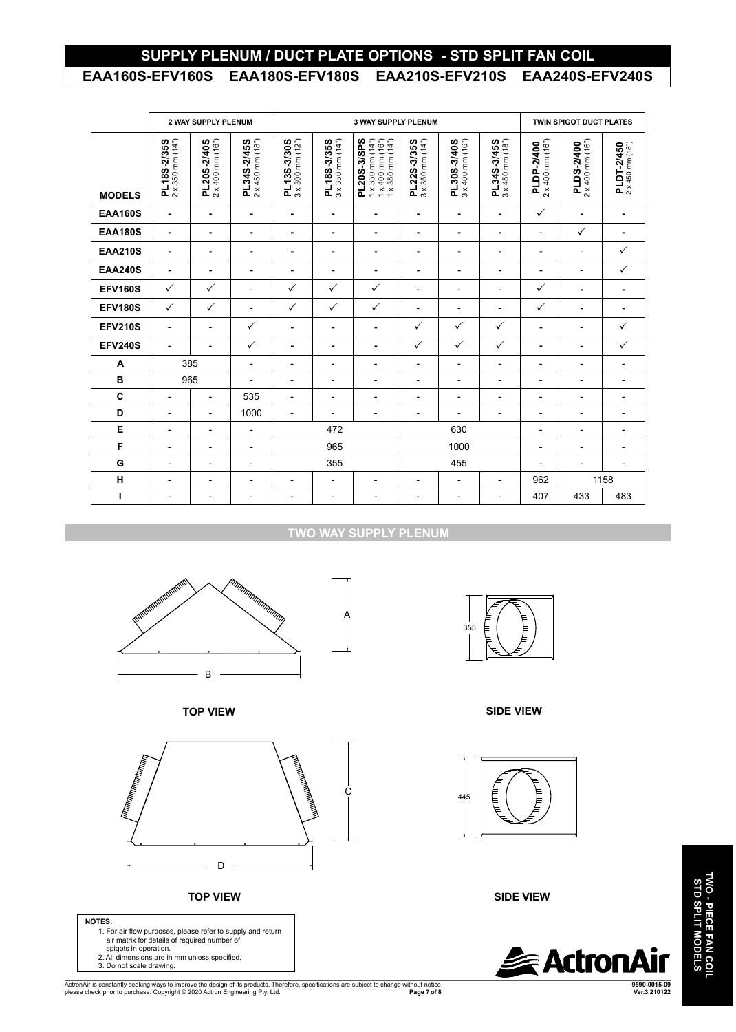# SUPPLY PLENUM / DUCT PLATE OPTIONS - STD SPLIT FAN COIL

## EAA160S-EFV160S EAA180S-EFV180S EAA210S-EFV210S EAA240S-EFV240S

| | 2 WAY SUPPLY PLENUM | | | 3 WAY SUPPLY PLENUM | | | | | | TWIN SPIGOT DUCT PLATES | | |
|---|---|---|---|---|---|---|---|---|---|---|---|---|
| MODELS | PL18S-2/35S 2 x 350 mm (14") | PL20S-2/40S 2 x 400 mm (16") | PL34S-2/45S 2 x 450 mm (18") | PL13S-3/30S 3 x 300 mm (12") | PL18S-3/35S 3 x 350 mm (14") | PL20S-3/SPS 1 x 350 mm (14") 1 x 400 mm (16") 1 x 350 mm (14") | PL22S-3/35S 3 x 350 mm (14") | PL30S-3/40S 3 x 400 mm (16") | PL34S-3/45S 3 x 450 mm (18") | PLDP-2/400 2 x 400 mm (16") | PLDS-2/400 2 x 400 mm (16") | PLDT-2/450 2 x 450 mm (18") |
| EAA160S | - | - | - | - | - | - | - | - | - | ✓ | - | - |
| EAA180S | - | - | - | - | - | - | - | - | - | - | ✓ | - |
| EAA210S | - | - | - | - | - | - | - | - | - | - | - | ✓ |
| EAA240S | - | - | - | - | - | - | - | - | - | - | - | ✓ |
| EFV160S | ✓ | ✓ | - | ✓ | ✓ | ✓ | - | - | - | ✓ | - | - |
| EFV180S | ✓ | ✓ | - | ✓ | ✓ | ✓ | - | - | - | ✓ | - | - |
| EFV210S | - | - | ✓ | - | - | - | ✓ | ✓ | ✓ | - | - | ✓ |
| EFV240S | - | - | ✓ | - | - | - | ✓ | ✓ | ✓ | - | - | ✓ |
| A | 385 | | - | - | - | - | - | - | - | - | - | - |
| B | 965 | | - | - | - | - | - | - | - | - | - | - |
| C | - | - | 535 | - | - | - | - | - | - | - | - | - |
| D | - | - | 1000 | - | - | - | - | - | - | - | - | - |
| E | - | - | - | 472 | | | 630 | | | - | - | - |
| F | - | - | - | 965 | | | 1000 | | | - | - | - |
| G | - | - | - | 355 | | | 455 | | | - | - | - |
| H | - | - | - | - | - | - | - | - | - | 962 | 1158 | |
| I | - | - | - | - | - | - | - | - | - | 407 | 433 | 483 |

## TWO WAY SUPPLY PLENUM

A

B

355

TOP VIEW

SIDE VIEW

C

D

445

TOP VIEW

SIDE VIEW

**NOTES:**

1. For air flow purposes, please refer to supply and return air matrix for details of required number of spigots in operation.
2. All dimensions are in mm unless specified.
3. Do not scale drawing.

TWO - PIECE FAN COIL STD SPLIT MODELS

ActronAir is constantly seeking ways to improve the design of its products. Therefore, specifications are subject to change without notice, please check prior to purchase. Copyright © 2020 Actron Engineering Pty. Ltd.

9590-0015-09 Ver.3 210122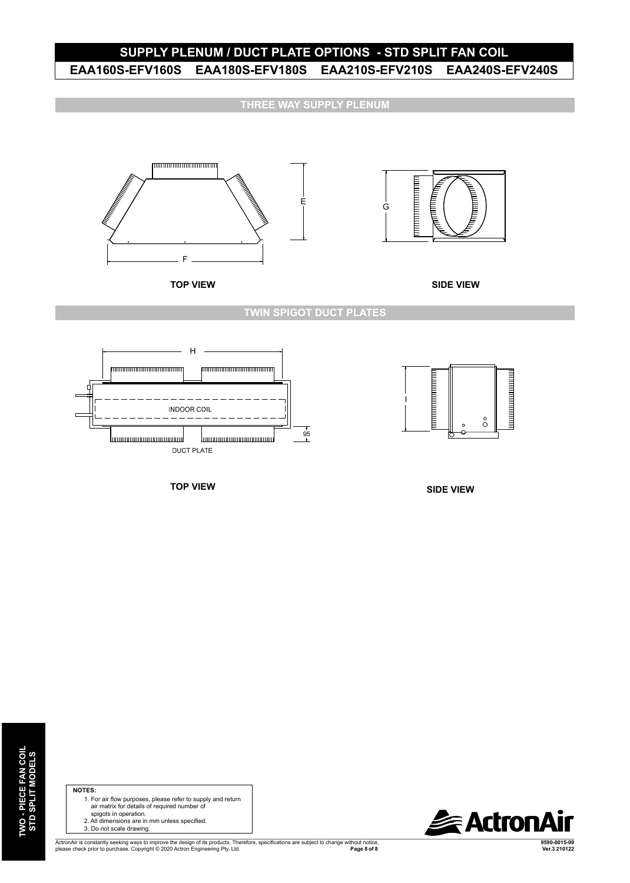# SUPPLY PLENUM / DUCT PLATE OPTIONS - STD SPLIT FAN COIL

## EAA160S-EFV160S EAA180S-EFV180S EAA210S-EFV210S EAA240S-EFV240S

### THREE WAY SUPPLY PLENUM

E

F

G

TOP VIEW

SIDE VIEW

### TWIN SPIGOT DUCT PLATES

H

INDOOR COIL

95

DUCT PLATE

I

TOP VIEW

SIDE VIEW

**NOTES:**

1. For air flow purposes, please refer to supply and return air matrix for details of required number of spigots in operation.
2. All dimensions are in mm unless specified.
3. Do not scale drawing.

ActronAir is constantly seeking ways to improve the design of its products. Therefore, specifications are subject to change without notice, please check prior to purchase. Copyright © 2020 Actron Engineering Pty. Ltd.

9590-0015-09
Ver.3 210122